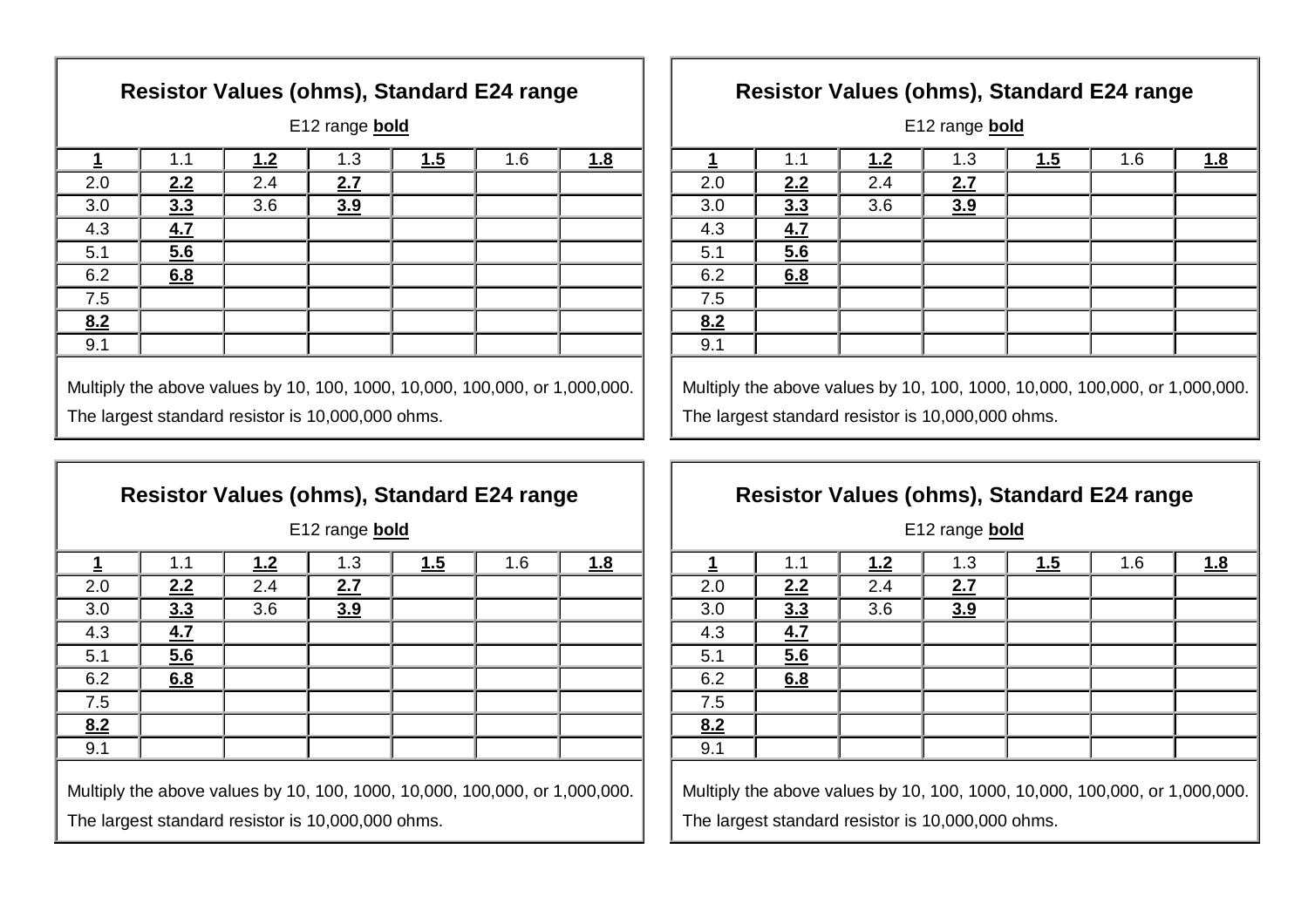## Resistor Values (ohms), Standard E24 range

E12 range **bold**

| **1** | 1.1 | **1.2** | 1.3 | **1.5** | 1.6 | **1.8** |
|---|---|---|---|---|---|---|
| 2.0 | **2.2** | 2.4 | **2.7** | | | |
| 3.0 | **3.3** | 3.6 | **3.9** | | | |
| 4.3 | **4.7** | | | | | |
| 5.1 | **5.6** | | | | | |
| 6.2 | **6.8** | | | | | |
| 7.5 | | | | | | |
| **8.2** | | | | | | |
| 9.1 | | | | | | |

Multiply the above values by 10, 100, 1000, 10,000, 100,000, or 1,000,000.

The largest standard resistor is 10,000,000 ohms.

## Resistor Values (ohms), Standard E24 range

E12 range **bold**

| **1** | 1.1 | **1.2** | 1.3 | **1.5** | 1.6 | **1.8** |
|---|---|---|---|---|---|---|
| 2.0 | **2.2** | 2.4 | **2.7** | | | |
| 3.0 | **3.3** | 3.6 | **3.9** | | | |
| 4.3 | **4.7** | | | | | |
| 5.1 | **5.6** | | | | | |
| 6.2 | **6.8** | | | | | |
| 7.5 | | | | | | |
| **8.2** | | | | | | |
| 9.1 | | | | | | |

Multiply the above values by 10, 100, 1000, 10,000, 100,000, or 1,000,000.

The largest standard resistor is 10,000,000 ohms.

## Resistor Values (ohms), Standard E24 range

E12 range **bold**

| **1** | 1.1 | **1.2** | 1.3 | **1.5** | 1.6 | **1.8** |
|---|---|---|---|---|---|---|
| 2.0 | **2.2** | 2.4 | **2.7** | | | |
| 3.0 | **3.3** | 3.6 | **3.9** | | | |
| 4.3 | **4.7** | | | | | |
| 5.1 | **5.6** | | | | | |
| 6.2 | **6.8** | | | | | |
| 7.5 | | | | | | |
| **8.2** | | | | | | |
| 9.1 | | | | | | |

Multiply the above values by 10, 100, 1000, 10,000, 100,000, or 1,000,000.

The largest standard resistor is 10,000,000 ohms.

## Resistor Values (ohms), Standard E24 range

E12 range **bold**

| **1** | 1.1 | **1.2** | 1.3 | **1.5** | 1.6 | **1.8** |
|---|---|---|---|---|---|---|
| 2.0 | **2.2** | 2.4 | **2.7** | | | |
| 3.0 | **3.3** | 3.6 | **3.9** | | | |
| 4.3 | **4.7** | | | | | |
| 5.1 | **5.6** | | | | | |
| 6.2 | **6.8** | | | | | |
| 7.5 | | | | | | |
| **8.2** | | | | | | |
| 9.1 | | | | | | |

Multiply the above values by 10, 100, 1000, 10,000, 100,000, or 1,000,000.

The largest standard resistor is 10,000,000 ohms.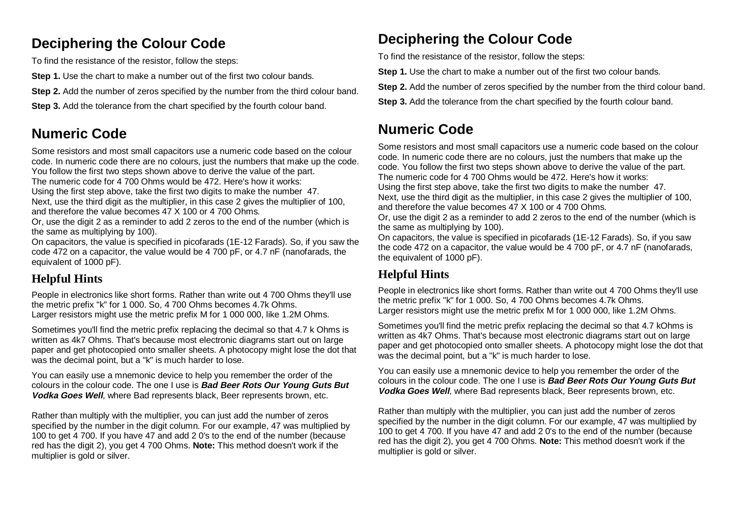## Deciphering the Colour Code

To find the resistance of the resistor, follow the steps:

**Step 1.** Use the chart to make a number out of the first two colour bands.

**Step 2.** Add the number of zeros specified by the number from the third colour band.

**Step 3.** Add the tolerance from the chart specified by the fourth colour band.

## Numeric Code

Some resistors and most small capacitors use a numeric code based on the colour code. In numeric code there are no colours, just the numbers that make up the code. You follow the first two steps shown above to derive the value of the part.
The numeric code for 4 700 Ohms would be 472. Here's how it works:
Using the first step above, take the first two digits to make the number 47.
Next, use the third digit as the multiplier, in this case 2 gives the multiplier of 100, and therefore the value becomes 47 X 100 or 4 700 Ohms.
Or, use the digit 2 as a reminder to add 2 zeros to the end of the number (which is the same as multiplying by 100).
On capacitors, the value is specified in picofarads (1E-12 Farads). So, if you saw the code 472 on a capacitor, the value would be 4 700 pF, or 4.7 nF (nanofarads, the equivalent of 1000 pF).

### Helpful Hints

People in electronics like short forms. Rather than write out 4 700 Ohms they'll use the metric prefix "k" for 1 000. So, 4 700 Ohms becomes 4.7k Ohms.
Larger resistors might use the metric prefix M for 1 000 000, like 1.2M Ohms.

Sometimes you'll find the metric prefix replacing the decimal so that 4.7 k Ohms is written as 4k7 Ohms. That's because most electronic diagrams start out on large paper and get photocopied onto smaller sheets. A photocopy might lose the dot that was the decimal point, but a "k" is much harder to lose.

You can easily use a mnemonic device to help you remember the order of the colours in the colour code. The one I use is ***Bad Beer Rots Our Young Guts But Vodka Goes Well***, where Bad represents black, Beer represents brown, etc.

Rather than multiply with the multiplier, you can just add the number of zeros specified by the number in the digit column. For our example, 47 was multiplied by 100 to get 4 700. If you have 47 and add 2 0's to the end of the number (because red has the digit 2), you get 4 700 Ohms. **Note:** This method doesn't work if the multiplier is gold or silver.

## Deciphering the Colour Code

To find the resistance of the resistor, follow the steps:

**Step 1.** Use the chart to make a number out of the first two colour bands.

**Step 2.** Add the number of zeros specified by the number from the third colour band.

**Step 3.** Add the tolerance from the chart specified by the fourth colour band.

## Numeric Code

Some resistors and most small capacitors use a numeric code based on the colour code. In numeric code there are no colours, just the numbers that make up the code. You follow the first two steps shown above to derive the value of the part.
The numeric code for 4 700 Ohms would be 472. Here's how it works:
Using the first step above, take the first two digits to make the number 47.
Next, use the third digit as the multiplier, in this case 2 gives the multiplier of 100, and therefore the value becomes 47 X 100 or 4 700 Ohms.
Or, use the digit 2 as a reminder to add 2 zeros to the end of the number (which is the same as multiplying by 100).
On capacitors, the value is specified in picofarads (1E-12 Farads). So, if you saw the code 472 on a capacitor, the value would be 4 700 pF, or 4.7 nF (nanofarads, the equivalent of 1000 pF).

### Helpful Hints

People in electronics like short forms. Rather than write out 4 700 Ohms they'll use the metric prefix "k" for 1 000. So, 4 700 Ohms becomes 4.7k Ohms.
Larger resistors might use the metric prefix M for 1 000 000, like 1.2M Ohms.

Sometimes you'll find the metric prefix replacing the decimal so that 4.7 kOhms is written as 4k7 Ohms. That's because most electronic diagrams start out on large paper and get photocopied onto smaller sheets. A photocopy might lose the dot that was the decimal point, but a "k" is much harder to lose.

You can easily use a mnemonic device to help you remember the order of the colours in the colour code. The one I use is ***Bad Beer Rots Our Young Guts But Vodka Goes Well***, where Bad represents black, Beer represents brown, etc.

Rather than multiply with the multiplier, you can just add the number of zeros specified by the number in the digit column. For our example, 47 was multiplied by 100 to get 4 700. If you have 47 and add 2 0's to the end of the number (because red has the digit 2), you get 4 700 Ohms. **Note:** This method doesn't work if the multiplier is gold or silver.